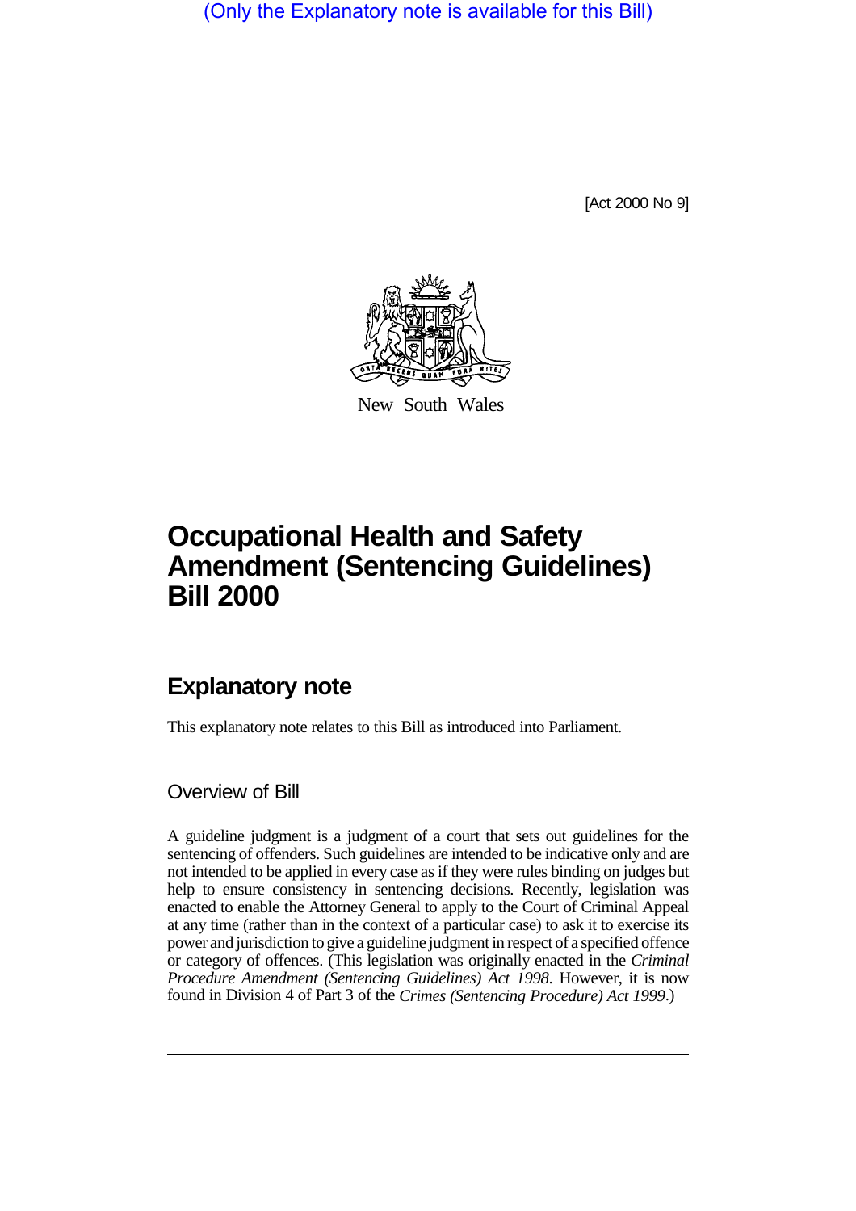(Only the Explanatory note is available for this Bill)

[Act 2000 No 9]

New South Wales

# Occupational Health and Safety Amendment (Sentencing Guidelines) Bill 2000

## Explanatory note

This explanatory note relates to this Bill as introduced into Parliament.

### Overview of Bill

A guideline judgment is a judgment of a court that sets out guidelines for the sentencing of offenders. Such guidelines are intended to be indicative only and are not intended to be applied in every case as if they were rules binding on judges but help to ensure consistency in sentencing decisions. Recently, legislation was enacted to enable the Attorney General to apply to the Court of Criminal Appeal at any time (rather than in the context of a particular case) to ask it to exercise its power and jurisdiction to give a guideline judgment in respect of a specified offence or category of offences. (This legislation was originally enacted in the *Criminal Procedure Amendment (Sentencing Guidelines) Act 1998*. However, it is now found in Division 4 of Part 3 of the *Crimes (Sentencing Procedure) Act 1999*.)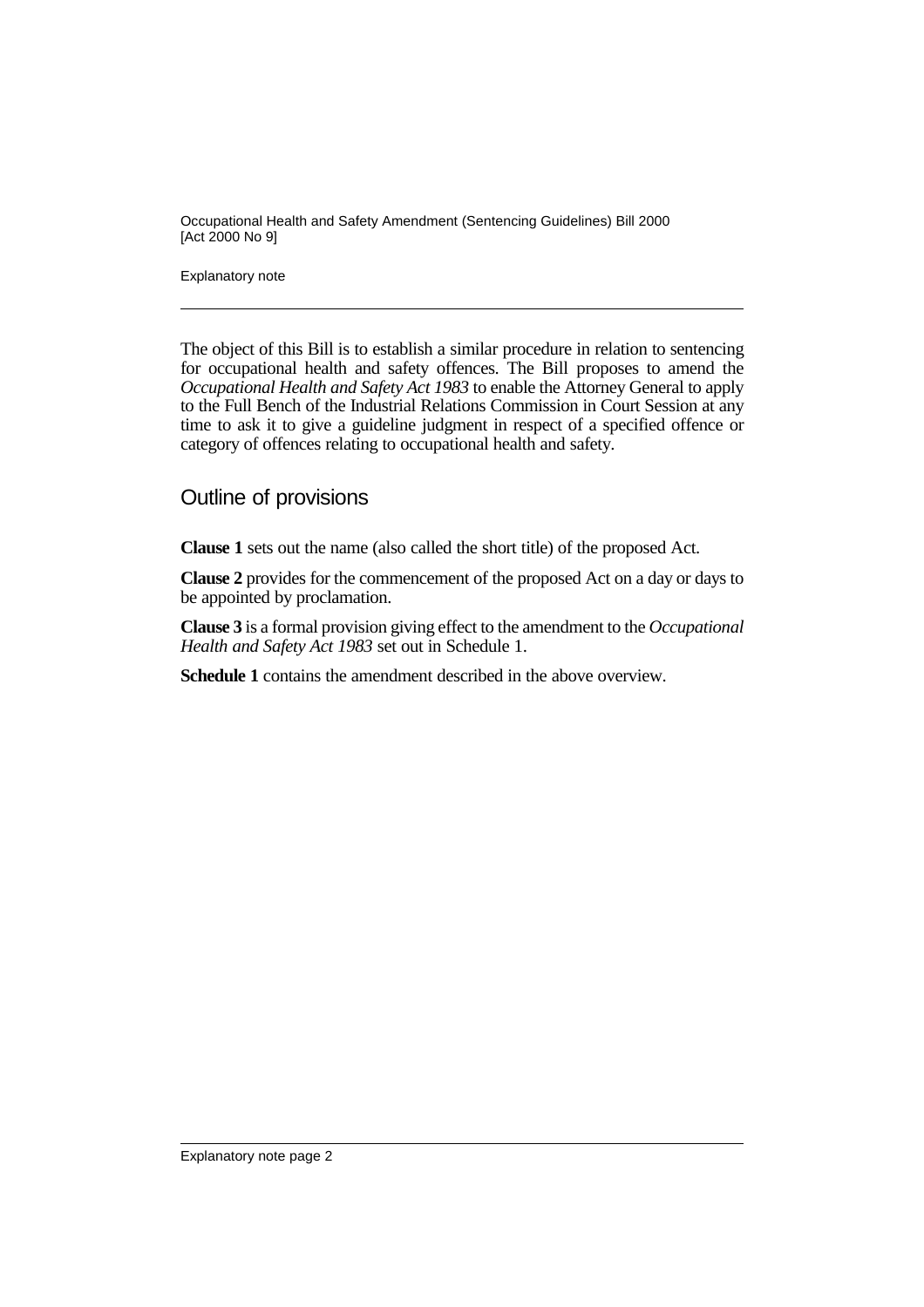The object of this Bill is to establish a similar procedure in relation to sentencing for occupational health and safety offences. The Bill proposes to amend the *Occupational Health and Safety Act 1983* to enable the Attorney General to apply to the Full Bench of the Industrial Relations Commission in Court Session at any time to ask it to give a guideline judgment in respect of a specified offence or category of offences relating to occupational health and safety.

## Outline of provisions

**Clause 1** sets out the name (also called the short title) of the proposed Act.

**Clause 2** provides for the commencement of the proposed Act on a day or days to be appointed by proclamation.

**Clause 3** is a formal provision giving effect to the amendment to the *Occupational Health and Safety Act 1983* set out in Schedule 1.

**Schedule 1** contains the amendment described in the above overview.